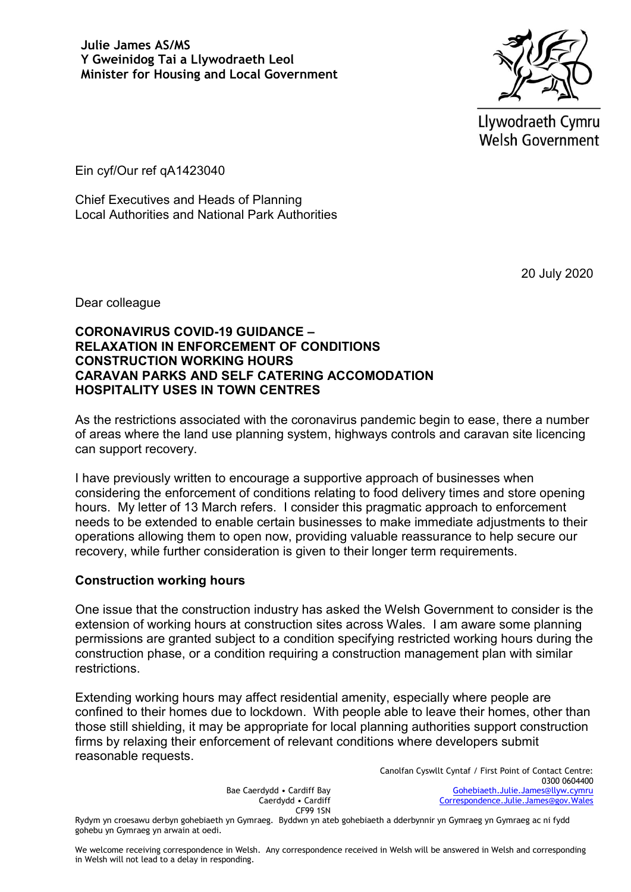**Julie James AS/MS**
**Y Gweinidog Tai a Llywodraeth Leol**
**Minister for Housing and Local Government**

Llywodraeth Cymru
Welsh Government

Ein cyf/Our ref qA1423040

Chief Executives and Heads of Planning
Local Authorities and National Park Authorities

20 July 2020

Dear colleague

**CORONAVIRUS COVID-19 GUIDANCE –**
**RELAXATION IN ENFORCEMENT OF CONDITIONS**
**CONSTRUCTION WORKING HOURS**
**CARAVAN PARKS AND SELF CATERING ACCOMODATION**
**HOSPITALITY USES IN TOWN CENTRES**

As the restrictions associated with the coronavirus pandemic begin to ease, there a number of areas where the land use planning system, highways controls and caravan site licencing can support recovery.

I have previously written to encourage a supportive approach of businesses when considering the enforcement of conditions relating to food delivery times and store opening hours. My letter of 13 March refers. I consider this pragmatic approach to enforcement needs to be extended to enable certain businesses to make immediate adjustments to their operations allowing them to open now, providing valuable reassurance to help secure our recovery, while further consideration is given to their longer term requirements.

### Construction working hours

One issue that the construction industry has asked the Welsh Government to consider is the extension of working hours at construction sites across Wales. I am aware some planning permissions are granted subject to a condition specifying restricted working hours during the construction phase, or a condition requiring a construction management plan with similar restrictions.

Extending working hours may affect residential amenity, especially where people are confined to their homes due to lockdown. With people able to leave their homes, other than those still shielding, it may be appropriate for local planning authorities support construction firms by relaxing their enforcement of relevant conditions where developers submit reasonable requests.

Bae Caerdydd • Cardiff Bay
Caerdydd • Cardiff
CF99 1SN

Canolfan Cyswllt Cyntaf / First Point of Contact Centre:
0300 0604400
Gohebiaeth.Julie.James@llyw.cymru
Correspondence.Julie.James@gov.Wales

Rydym yn croesawu derbyn gohebiaeth yn Gymraeg. Byddwn yn ateb gohebiaeth a dderbynnir yn Gymraeg yn Gymraeg ac ni fydd gohebu yn Gymraeg yn arwain at oedi.

We welcome receiving correspondence in Welsh. Any correspondence received in Welsh will be answered in Welsh and corresponding in Welsh will not lead to a delay in responding.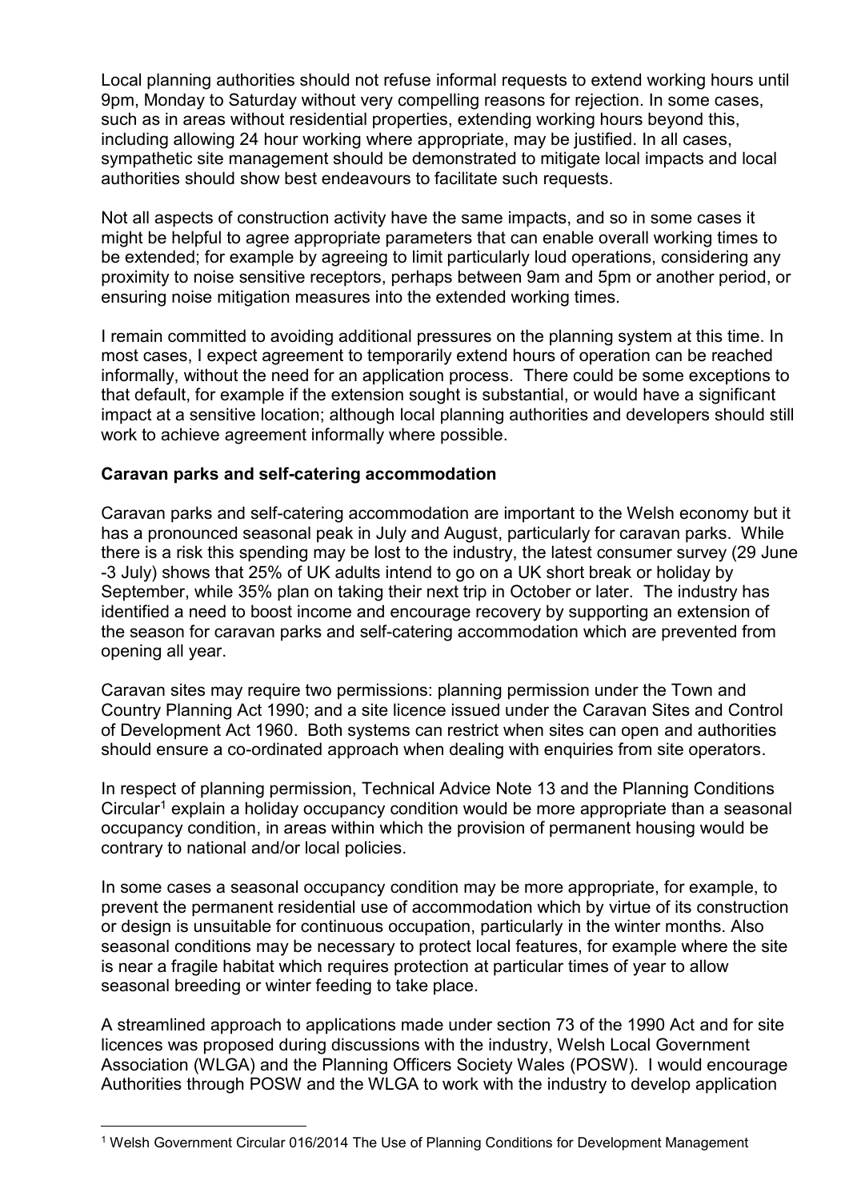Local planning authorities should not refuse informal requests to extend working hours until 9pm, Monday to Saturday without very compelling reasons for rejection. In some cases, such as in areas without residential properties, extending working hours beyond this, including allowing 24 hour working where appropriate, may be justified. In all cases, sympathetic site management should be demonstrated to mitigate local impacts and local authorities should show best endeavours to facilitate such requests.

Not all aspects of construction activity have the same impacts, and so in some cases it might be helpful to agree appropriate parameters that can enable overall working times to be extended; for example by agreeing to limit particularly loud operations, considering any proximity to noise sensitive receptors, perhaps between 9am and 5pm or another period, or ensuring noise mitigation measures into the extended working times.

I remain committed to avoiding additional pressures on the planning system at this time. In most cases, I expect agreement to temporarily extend hours of operation can be reached informally, without the need for an application process. There could be some exceptions to that default, for example if the extension sought is substantial, or would have a significant impact at a sensitive location; although local planning authorities and developers should still work to achieve agreement informally where possible.

**Caravan parks and self-catering accommodation**

Caravan parks and self-catering accommodation are important to the Welsh economy but it has a pronounced seasonal peak in July and August, particularly for caravan parks. While there is a risk this spending may be lost to the industry, the latest consumer survey (29 June -3 July) shows that 25% of UK adults intend to go on a UK short break or holiday by September, while 35% plan on taking their next trip in October or later. The industry has identified a need to boost income and encourage recovery by supporting an extension of the season for caravan parks and self-catering accommodation which are prevented from opening all year.

Caravan sites may require two permissions: planning permission under the Town and Country Planning Act 1990; and a site licence issued under the Caravan Sites and Control of Development Act 1960. Both systems can restrict when sites can open and authorities should ensure a co-ordinated approach when dealing with enquiries from site operators.

In respect of planning permission, Technical Advice Note 13 and the Planning Conditions Circular[1] explain a holiday occupancy condition would be more appropriate than a seasonal occupancy condition, in areas within which the provision of permanent housing would be contrary to national and/or local policies.

In some cases a seasonal occupancy condition may be more appropriate, for example, to prevent the permanent residential use of accommodation which by virtue of its construction or design is unsuitable for continuous occupation, particularly in the winter months. Also seasonal conditions may be necessary to protect local features, for example where the site is near a fragile habitat which requires protection at particular times of year to allow seasonal breeding or winter feeding to take place.

A streamlined approach to applications made under section 73 of the 1990 Act and for site licences was proposed during discussions with the industry, Welsh Local Government Association (WLGA) and the Planning Officers Society Wales (POSW). I would encourage Authorities through POSW and the WLGA to work with the industry to develop application

[1] Welsh Government Circular 016/2014 The Use of Planning Conditions for Development Management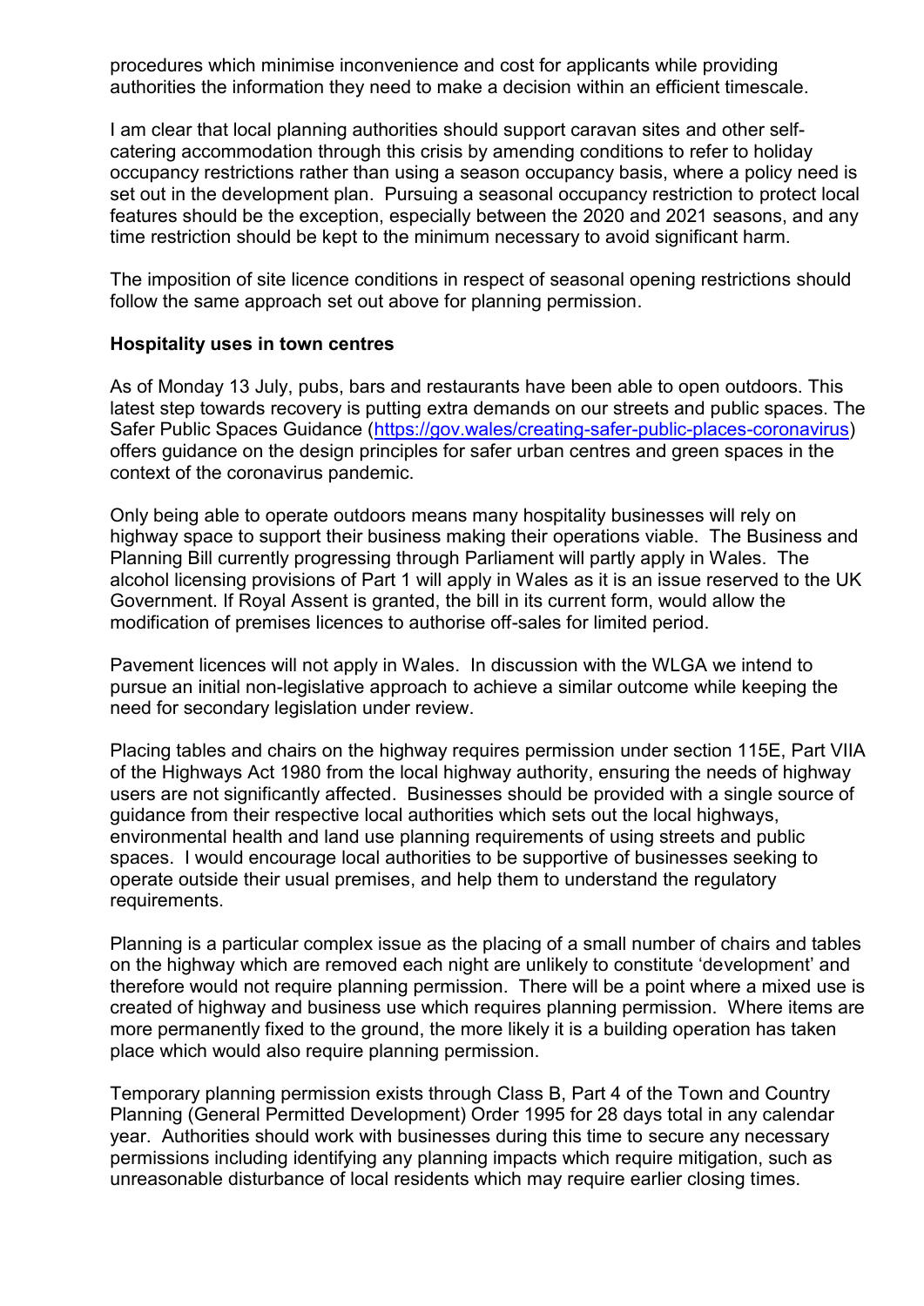procedures which minimise inconvenience and cost for applicants while providing authorities the information they need to make a decision within an efficient timescale.

I am clear that local planning authorities should support caravan sites and other self-catering accommodation through this crisis by amending conditions to refer to holiday occupancy restrictions rather than using a season occupancy basis, where a policy need is set out in the development plan. Pursuing a seasonal occupancy restriction to protect local features should be the exception, especially between the 2020 and 2021 seasons, and any time restriction should be kept to the minimum necessary to avoid significant harm.

The imposition of site licence conditions in respect of seasonal opening restrictions should follow the same approach set out above for planning permission.

**Hospitality uses in town centres**

As of Monday 13 July, pubs, bars and restaurants have been able to open outdoors. This latest step towards recovery is putting extra demands on our streets and public spaces. The Safer Public Spaces Guidance (https://gov.wales/creating-safer-public-places-coronavirus) offers guidance on the design principles for safer urban centres and green spaces in the context of the coronavirus pandemic.

Only being able to operate outdoors means many hospitality businesses will rely on highway space to support their business making their operations viable. The Business and Planning Bill currently progressing through Parliament will partly apply in Wales. The alcohol licensing provisions of Part 1 will apply in Wales as it is an issue reserved to the UK Government. If Royal Assent is granted, the bill in its current form, would allow the modification of premises licences to authorise off-sales for limited period.

Pavement licences will not apply in Wales. In discussion with the WLGA we intend to pursue an initial non-legislative approach to achieve a similar outcome while keeping the need for secondary legislation under review.

Placing tables and chairs on the highway requires permission under section 115E, Part VIIA of the Highways Act 1980 from the local highway authority, ensuring the needs of highway users are not significantly affected. Businesses should be provided with a single source of guidance from their respective local authorities which sets out the local highways, environmental health and land use planning requirements of using streets and public spaces. I would encourage local authorities to be supportive of businesses seeking to operate outside their usual premises, and help them to understand the regulatory requirements.

Planning is a particular complex issue as the placing of a small number of chairs and tables on the highway which are removed each night are unlikely to constitute 'development' and therefore would not require planning permission. There will be a point where a mixed use is created of highway and business use which requires planning permission. Where items are more permanently fixed to the ground, the more likely it is a building operation has taken place which would also require planning permission.

Temporary planning permission exists through Class B, Part 4 of the Town and Country Planning (General Permitted Development) Order 1995 for 28 days total in any calendar year. Authorities should work with businesses during this time to secure any necessary permissions including identifying any planning impacts which require mitigation, such as unreasonable disturbance of local residents which may require earlier closing times.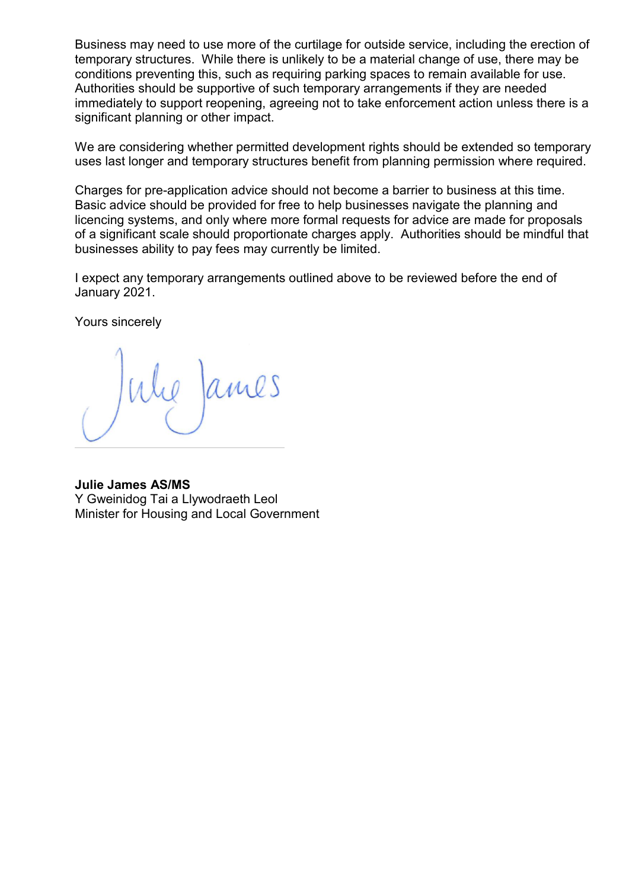Business may need to use more of the curtilage for outside service, including the erection of temporary structures. While there is unlikely to be a material change of use, there may be conditions preventing this, such as requiring parking spaces to remain available for use. Authorities should be supportive of such temporary arrangements if they are needed immediately to support reopening, agreeing not to take enforcement action unless there is a significant planning or other impact.

We are considering whether permitted development rights should be extended so temporary uses last longer and temporary structures benefit from planning permission where required.

Charges for pre-application advice should not become a barrier to business at this time. Basic advice should be provided for free to help businesses navigate the planning and licencing systems, and only where more formal requests for advice are made for proposals of a significant scale should proportionate charges apply. Authorities should be mindful that businesses ability to pay fees may currently be limited.

I expect any temporary arrangements outlined above to be reviewed before the end of January 2021.

Yours sincerely

Julie James

**Julie James AS/MS**
Y Gweinidog Tai a Llywodraeth Leol
Minister for Housing and Local Government